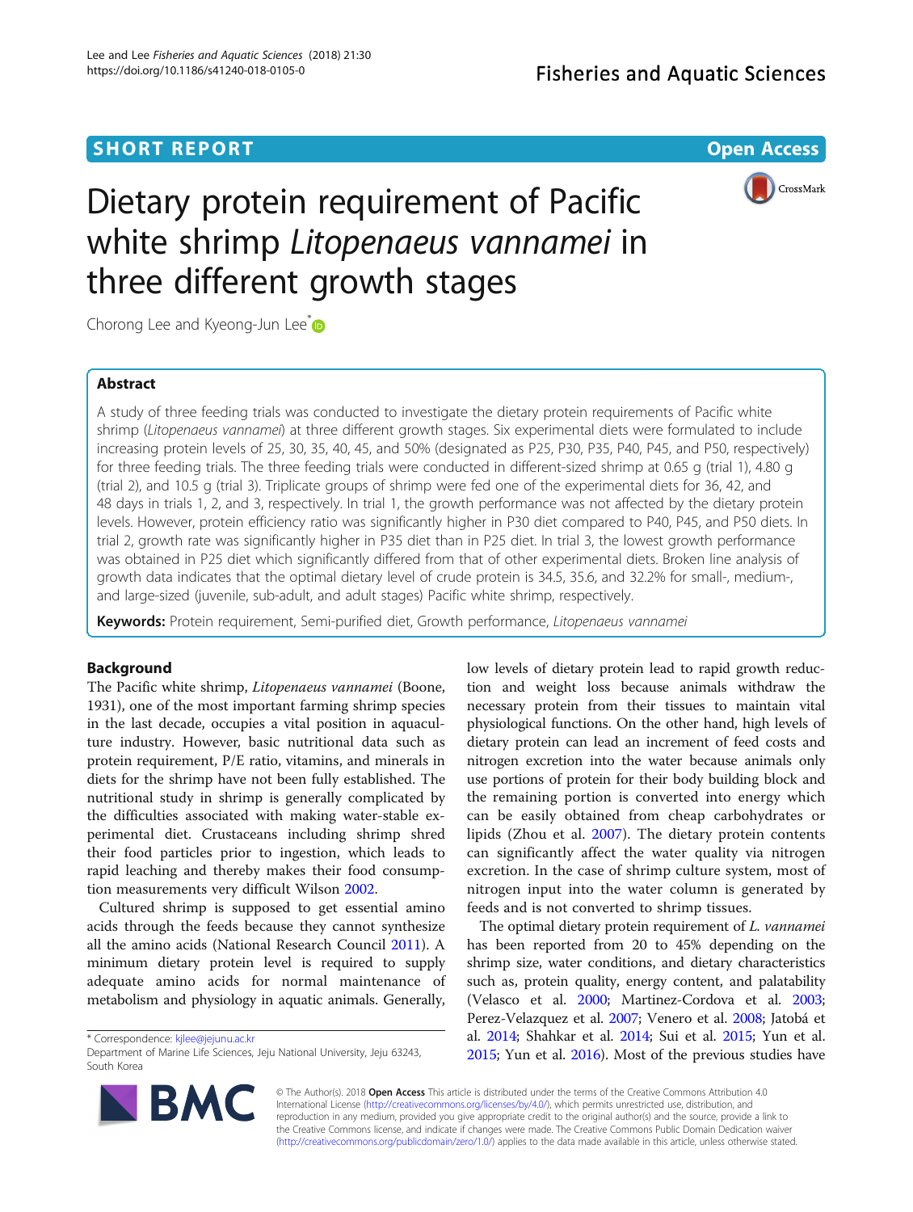SHORT REPORT

Open Access

# Dietary protein requirement of Pacific white shrimp *Litopenaeus vannamei* in three different growth stages

Chorong Lee and Kyeong-Jun Lee*

## Abstract

A study of three feeding trials was conducted to investigate the dietary protein requirements of Pacific white shrimp (*Litopenaeus vannamei*) at three different growth stages. Six experimental diets were formulated to include increasing protein levels of 25, 30, 35, 40, 45, and 50% (designated as P25, P30, P35, P40, P45, and P50, respectively) for three feeding trials. The three feeding trials were conducted in different-sized shrimp at 0.65 g (trial 1), 4.80 g (trial 2), and 10.5 g (trial 3). Triplicate groups of shrimp were fed one of the experimental diets for 36, 42, and 48 days in trials 1, 2, and 3, respectively. In trial 1, the growth performance was not affected by the dietary protein levels. However, protein efficiency ratio was significantly higher in P30 diet compared to P40, P45, and P50 diets. In trial 2, growth rate was significantly higher in P35 diet than in P25 diet. In trial 3, the lowest growth performance was obtained in P25 diet which significantly differed from that of other experimental diets. Broken line analysis of growth data indicates that the optimal dietary level of crude protein is 34.5, 35.6, and 32.2% for small-, medium-, and large-sized (juvenile, sub-adult, and adult stages) Pacific white shrimp, respectively.

**Keywords:** Protein requirement, Semi-purified diet, Growth performance, *Litopenaeus vannamei*

## Background

The Pacific white shrimp, *Litopenaeus vannamei* (Boone, 1931), one of the most important farming shrimp species in the last decade, occupies a vital position in aquaculture industry. However, basic nutritional data such as protein requirement, P/E ratio, vitamins, and minerals in diets for the shrimp have not been fully established. The nutritional study in shrimp is generally complicated by the difficulties associated with making water-stable experimental diet. Crustaceans including shrimp shred their food particles prior to ingestion, which leads to rapid leaching and thereby makes their food consumption measurements very difficult Wilson 2002.

Cultured shrimp is supposed to get essential amino acids through the feeds because they cannot synthesize all the amino acids (National Research Council 2011). A minimum dietary protein level is required to supply adequate amino acids for normal maintenance of metabolism and physiology in aquatic animals. Generally, low levels of dietary protein lead to rapid growth reduction and weight loss because animals withdraw the necessary protein from their tissues to maintain vital physiological functions. On the other hand, high levels of dietary protein can lead an increment of feed costs and nitrogen excretion into the water because animals only use portions of protein for their body building block and the remaining portion is converted into energy which can be easily obtained from cheap carbohydrates or lipids (Zhou et al. 2007). The dietary protein contents can significantly affect the water quality via nitrogen excretion. In the case of shrimp culture system, most of nitrogen input into the water column is generated by feeds and is not converted to shrimp tissues.

The optimal dietary protein requirement of *L. vannamei* has been reported from 20 to 45% depending on the shrimp size, water conditions, and dietary characteristics such as, protein quality, energy content, and palatability (Velasco et al. 2000; Martinez-Cordova et al. 2003; Perez-Velazquez et al. 2007; Venero et al. 2008; Jatobá et al. 2014; Shahkar et al. 2014; Sui et al. 2015; Yun et al. 2015; Yun et al. 2016). Most of the previous studies have

* Correspondence: kjlee@jejunu.ac.kr
Department of Marine Life Sciences, Jeju National University, Jeju 63243, South Korea

© The Author(s). 2018 **Open Access** This article is distributed under the terms of the Creative Commons Attribution 4.0 International License (http://creativecommons.org/licenses/by/4.0/), which permits unrestricted use, distribution, and reproduction in any medium, provided you give appropriate credit to the original author(s) and the source, provide a link to the Creative Commons license, and indicate if changes were made. The Creative Commons Public Domain Dedication waiver (http://creativecommons.org/publicdomain/zero/1.0/) applies to the data made available in this article, unless otherwise stated.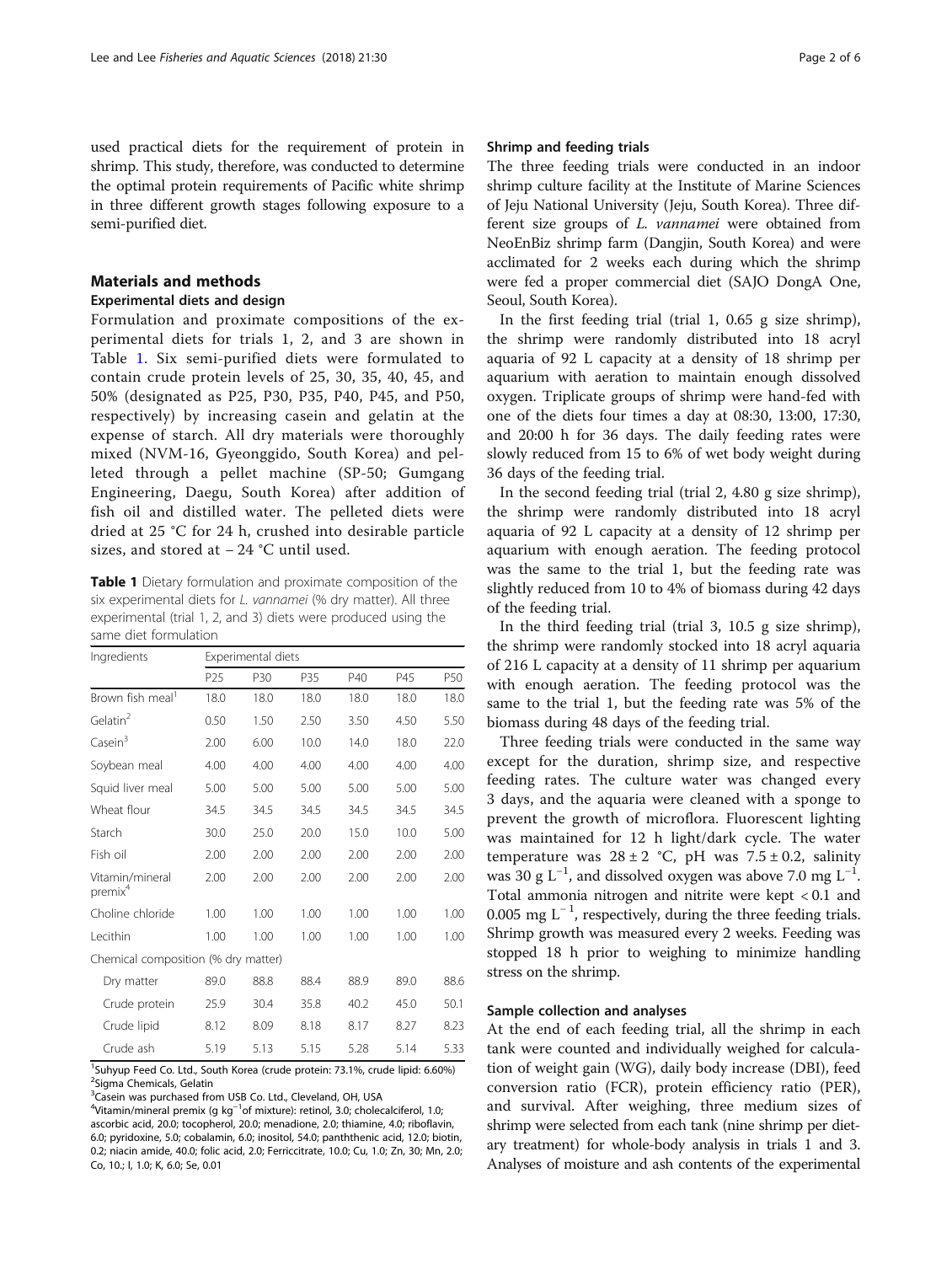used practical diets for the requirement of protein in shrimp. This study, therefore, was conducted to determine the optimal protein requirements of Pacific white shrimp in three different growth stages following exposure to a semi-purified diet.

## Materials and methods

### Experimental diets and design

Formulation and proximate compositions of the experimental diets for trials 1, 2, and 3 are shown in Table 1. Six semi-purified diets were formulated to contain crude protein levels of 25, 30, 35, 40, 45, and 50% (designated as P25, P30, P35, P40, P45, and P50, respectively) by increasing casein and gelatin at the expense of starch. All dry materials were thoroughly mixed (NVM-16, Gyeonggido, South Korea) and pelleted through a pellet machine (SP-50; Gumgang Engineering, Daegu, South Korea) after addition of fish oil and distilled water. The pelleted diets were dried at 25 °C for 24 h, crushed into desirable particle sizes, and stored at − 24 °C until used.

**Table 1** Dietary formulation and proximate composition of the six experimental diets for *L. vannamei* (% dry matter). All three experimental (trial 1, 2, and 3) diets were produced using the same diet formulation

| Ingredients | Experimental diets | | | | | |
|---|---|---|---|---|---|---|
| | P25 | P30 | P35 | P40 | P45 | P50 |
| Brown fish meal[1] | 18.0 | 18.0 | 18.0 | 18.0 | 18.0 | 18.0 |
| Gelatin[2] | 0.50 | 1.50 | 2.50 | 3.50 | 4.50 | 5.50 |
| Casein[3] | 2.00 | 6.00 | 10.0 | 14.0 | 18.0 | 22.0 |
| Soybean meal | 4.00 | 4.00 | 4.00 | 4.00 | 4.00 | 4.00 |
| Squid liver meal | 5.00 | 5.00 | 5.00 | 5.00 | 5.00 | 5.00 |
| Wheat flour | 34.5 | 34.5 | 34.5 | 34.5 | 34.5 | 34.5 |
| Starch | 30.0 | 25.0 | 20.0 | 15.0 | 10.0 | 5.00 |
| Fish oil | 2.00 | 2.00 | 2.00 | 2.00 | 2.00 | 2.00 |
| Vitamin/mineral premix[4] | 2.00 | 2.00 | 2.00 | 2.00 | 2.00 | 2.00 |
| Choline chloride | 1.00 | 1.00 | 1.00 | 1.00 | 1.00 | 1.00 |
| Lecithin | 1.00 | 1.00 | 1.00 | 1.00 | 1.00 | 1.00 |
| Chemical composition (% dry matter) | | | | | | |
| Dry matter | 89.0 | 88.8 | 88.4 | 88.9 | 89.0 | 88.6 |
| Crude protein | 25.9 | 30.4 | 35.8 | 40.2 | 45.0 | 50.1 |
| Crude lipid | 8.12 | 8.09 | 8.18 | 8.17 | 8.27 | 8.23 |
| Crude ash | 5.19 | 5.13 | 5.15 | 5.28 | 5.14 | 5.33 |

[1]Suhyup Feed Co. Ltd., South Korea (crude protein: 73.1%, crude lipid: 6.60%)
[2]Sigma Chemicals, Gelatin
[3]Casein was purchased from USB Co. Ltd., Cleveland, OH, USA
[4]Vitamin/mineral premix (g $kg^{-1}$of mixture): retinol, 3.0; cholecalciferol, 1.0; ascorbic acid, 20.0; tocopherol, 20.0; menadione, 2.0; thiamine, 4.0; riboflavin, 6.0; pyridoxine, 5.0; cobalamin, 6.0; inositol, 54.0; panththenic acid, 12.0; biotin, 0.2; niacin amide, 40.0; folic acid, 2.0; Ferriccitrate, 10.0; Cu, 1.0; Zn, 30; Mn, 2.0; Co, 10.; I, 1.0; K, 6.0; Se, 0.01

### Shrimp and feeding trials

The three feeding trials were conducted in an indoor shrimp culture facility at the Institute of Marine Sciences of Jeju National University (Jeju, South Korea). Three different size groups of *L. vannamei* were obtained from NeoEnBiz shrimp farm (Dangjin, South Korea) and were acclimated for 2 weeks each during which the shrimp were fed a proper commercial diet (SAJO DongA One, Seoul, South Korea).

In the first feeding trial (trial 1, 0.65 g size shrimp), the shrimp were randomly distributed into 18 acryl aquaria of 92 L capacity at a density of 18 shrimp per aquarium with aeration to maintain enough dissolved oxygen. Triplicate groups of shrimp were hand-fed with one of the diets four times a day at 08:30, 13:00, 17:30, and 20:00 h for 36 days. The daily feeding rates were slowly reduced from 15 to 6% of wet body weight during 36 days of the feeding trial.

In the second feeding trial (trial 2, 4.80 g size shrimp), the shrimp were randomly distributed into 18 acryl aquaria of 92 L capacity at a density of 12 shrimp per aquarium with enough aeration. The feeding protocol was the same to the trial 1, but the feeding rate was slightly reduced from 10 to 4% of biomass during 42 days of the feeding trial.

In the third feeding trial (trial 3, 10.5 g size shrimp), the shrimp were randomly stocked into 18 acryl aquaria of 216 L capacity at a density of 11 shrimp per aquarium with enough aeration. The feeding protocol was the same to the trial 1, but the feeding rate was 5% of the biomass during 48 days of the feeding trial.

Three feeding trials were conducted in the same way except for the duration, shrimp size, and respective feeding rates. The culture water was changed every 3 days, and the aquaria were cleaned with a sponge to prevent the growth of microflora. Fluorescent lighting was maintained for 12 h light/dark cycle. The water temperature was $28 \pm 2$ °C, pH was $7.5 \pm 0.2$, salinity was 30 g $L^{-1}$, and dissolved oxygen was above 7.0 mg $L^{-1}$. Total ammonia nitrogen and nitrite were kept < 0.1 and 0.005 mg $L^{-1}$, respectively, during the three feeding trials. Shrimp growth was measured every 2 weeks. Feeding was stopped 18 h prior to weighing to minimize handling stress on the shrimp.

### Sample collection and analyses

At the end of each feeding trial, all the shrimp in each tank were counted and individually weighed for calculation of weight gain (WG), daily body increase (DBI), feed conversion ratio (FCR), protein efficiency ratio (PER), and survival. After weighing, three medium sizes of shrimp were selected from each tank (nine shrimp per dietary treatment) for whole-body analysis in trials 1 and 3. Analyses of moisture and ash contents of the experimental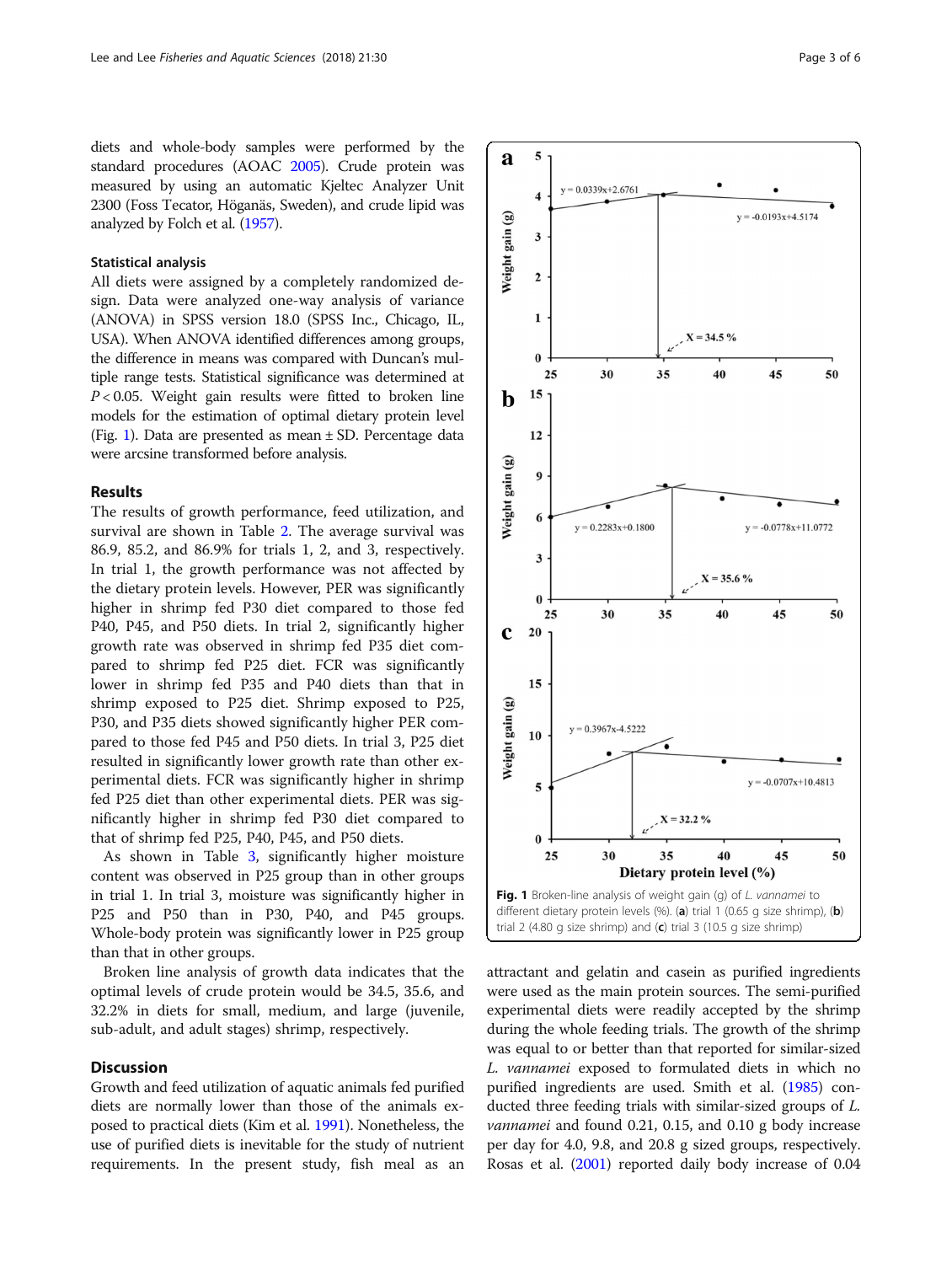diets and whole-body samples were performed by the standard procedures (AOAC 2005). Crude protein was measured by using an automatic Kjeltec Analyzer Unit 2300 (Foss Tecator, Höganäs, Sweden), and crude lipid was analyzed by Folch et al. (1957).

### Statistical analysis

All diets were assigned by a completely randomized design. Data were analyzed one-way analysis of variance (ANOVA) in SPSS version 18.0 (SPSS Inc., Chicago, IL, USA). When ANOVA identified differences among groups, the difference in means was compared with Duncan's multiple range tests. Statistical significance was determined at $P < 0.05$. Weight gain results were fitted to broken line models for the estimation of optimal dietary protein level (Fig. 1). Data are presented as mean ± SD. Percentage data were arcsine transformed before analysis.

## Results

The results of growth performance, feed utilization, and survival are shown in Table 2. The average survival was 86.9, 85.2, and 86.9% for trials 1, 2, and 3, respectively. In trial 1, the growth performance was not affected by the dietary protein levels. However, PER was significantly higher in shrimp fed P30 diet compared to those fed P40, P45, and P50 diets. In trial 2, significantly higher growth rate was observed in shrimp fed P35 diet compared to shrimp fed P25 diet. FCR was significantly lower in shrimp fed P35 and P40 diets than that in shrimp exposed to P25 diet. Shrimp exposed to P25, P30, and P35 diets showed significantly higher PER compared to those fed P45 and P50 diets. In trial 3, P25 diet resulted in significantly lower growth rate than other experimental diets. FCR was significantly higher in shrimp fed P25 diet than other experimental diets. PER was significantly higher in shrimp fed P30 diet compared to that of shrimp fed P25, P40, P45, and P50 diets.

As shown in Table 3, significantly higher moisture content was observed in P25 group than in other groups in trial 1. In trial 3, moisture was significantly higher in P25 and P50 than in P30, P40, and P45 groups. Whole-body protein was significantly lower in P25 group than that in other groups.

Broken line analysis of growth data indicates that the optimal levels of crude protein would be 34.5, 35.6, and 32.2% in diets for small, medium, and large (juvenile, sub-adult, and adult stages) shrimp, respectively.

**Fig. 1** Broken-line analysis of weight gain (g) of *L. vannamei* to different dietary protein levels (%). (**a**) trial 1 (0.65 g size shrimp), (**b**) trial 2 (4.80 g size shrimp) and (**c**) trial 3 (10.5 g size shrimp)

## Discussion

Growth and feed utilization of aquatic animals fed purified diets are normally lower than those of the animals exposed to practical diets (Kim et al. 1991). Nonetheless, the use of purified diets is inevitable for the study of nutrient requirements. In the present study, fish meal as an attractant and gelatin and casein as purified ingredients were used as the main protein sources. The semi-purified experimental diets were readily accepted by the shrimp during the whole feeding trials. The growth of the shrimp was equal to or better than that reported for similar-sized *L. vannamei* exposed to formulated diets in which no purified ingredients are used. Smith et al. (1985) conducted three feeding trials with similar-sized groups of *L. vannamei* and found 0.21, 0.15, and 0.10 g body increase per day for 4.0, 9.8, and 20.8 g sized groups, respectively. Rosas et al. (2001) reported daily body increase of 0.04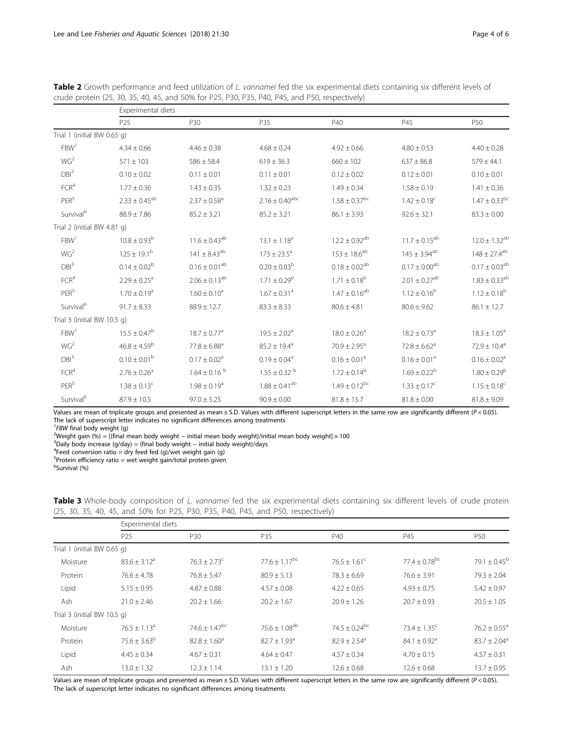**Table 2** Growth performance and feed utilization of *L. vannamei* fed the six experimental diets containing six different levels of crude protein (25, 30, 35, 40, 45, and 50% for P25, P30, P35, P40, P45, and P50, respectively)

| | Experimental diets | | | | | |
|---|---|---|---|---|---|---|
| | P25 | P30 | P35 | P40 | P45 | P50 |
| Trial 1 (initial BW 0.65 g) | | | | | | |
| FBW[1] | 4.34 ± 0.66 | 4.46 ± 0.38 | 4.68 ± 0.24 | 4.92 ± 0.66 | 4.80 ± 0.53 | 4.40 ± 0.28 |
| WG[2] | 571 ± 103 | 586 ± 58.4 | 619 ± 36.3 | 660 ± 102 | 637 ± 86.8 | 579 ± 44.1 |
| DBI[3] | 0.10 ± 0.02 | 0.11 ± 0.01 | 0.11 ± 0.01 | 0.12 ± 0.02 | 0.12 ± 0.01 | 0.10 ± 0.01 |
| FCR[4] | 1.77 ± 0.36 | 1.43 ± 0.35 | 1.32 ± 0.23 | 1.49 ± 0.34 | 1.58 ± 0.19 | 1.41 ± 0.36 |
| PER[5] | 2.33 ± 0.45[ab] | 2.37 ± 0.58[a] | 2.16 ± 0.40[abc] | 1.58 ± 0.37[bc] | 1.42 ± 0.18[c] | 1.47 ± 0.33[bc] |
| Survival[6] | 88.9 ± 7.86 | 85.2 ± 3.21 | 85.2 ± 3.21 | 86.1 ± 3.93 | 92.6 ± 32.1 | 83.3 ± 0.00 |
| Trial 2 (initial BW 4.81 g) | | | | | | |
| FBW[1] | 10.8 ± 0.93[b] | 11.6 ± 0.43[ab] | 13.1 ± 1.18[a] | 12.2 ± 0.92[ab] | 11.7 ± 0.15[ab] | 12.0 ± 1.32[ab] |
| WG[2] | 125 ± 19.1[b] | 141 ± 8.43[ab] | 173 ± 23.5[a] | 153 ± 18.6[ab] | 145 ± 3.94[ab] | 148 ± 27.4[ab] |
| DBI[3] | 0.14 ± 0.02[b] | 0.16 ± 0.01[ab] | 0.20 ± 0.03[b] | 0.18 ± 0.02[ab] | 0.17 ± 0.00[ab] | 0.17 ± 0.03[ab] |
| FCR[4] | 2.29 ± 0.25[a] | 2.06 ± 0.13[ab] | 1.71 ± 0.29[b] | 1.71 ± 0.18[b] | 2.01 ± 0.27[ab] | 1.83 ± 0.33[ab] |
| PER[5] | 1.70 ± 0.19[a] | 1.60 ± 0.10[a] | 1.67 ± 0.31[a] | 1.47 ± 0.16[ab] | 1.12 ± 0.16[b] | 1.12 ± 0.18[b] |
| Survival[6] | 91.7 ± 8.33 | 88.9 ± 12.7 | 83.3 ± 8.33 | 80.6 ± 4.81 | 80.6 ± 9.62 | 86.1 ± 12.7 |
| Trial 3 (initial BW 10.5 g) | | | | | | |
| FBW[1] | 15.5 ± 0.47[b] | 18.7 ± 0.77[a] | 19.5 ± 2.02[a] | 18.0 ± 0.26[a] | 18.2 ± 0.73[a] | 18.3 ± 1.05[a] |
| WG[2] | 46.8 ± 4.59[b] | 77.8 ± 6.88[a] | 85.2 ± 19.4[a] | 70.9 ± 2.95[a] | 72.8 ± 6.62[a] | 72.9 ± 10.4[a] |
| DBI[3] | 0.10 ± 0.01[b] | 0.17 ± 0.02[a] | 0.19 ± 0.04[a] | 0.16 ± 0.01[a] | 0.16 ± 0.01[a] | 0.16 ± 0.02[a] |
| FCR[4] | 2.76 ± 0.26[a] | 1.64 ± 0.16 [b] | 1.55 ± 0.32 [b] | 1.72 ± 0.14[b] | 1.69 ± 0.22[b] | 1.80 ± 0.29[b] |
| PER[5] | 1.38 ± 0.13[c] | 1.98 ± 0.19[a] | 1.88 ± 0.41[ab] | 1.49 ± 0.12[bc] | 1.33 ± 0.17[c] | 1.15 ± 0.18[c] |
| Survival[6] | 87.9 ± 10.5 | 97.0 ± 5.25 | 90.9 ± 0.00 | 81.8 ± 15.7 | 81.8 ± 0.00 | 81.8 ± 9.09 |

Values are mean of triplicate groups and presented as mean ± S.D. Values with different superscript letters in the same row are significantly different ($P < 0.05$). The lack of superscript letter indicates no significant differences among treatments

[1] *FBW* final body weight (g)

[2] Weight gain (%) = [(final mean body weight − initial mean body weight)/initial mean body weight] × 100

[3] Daily body increase (g/day) = (final body weight − initial body weight)/days

[4] Feed conversion ratio = dry feed fed (g)/wet weight gain (g)

[5] Protein efficiency ratio = wet weight gain/total protein given

[6] Survival (%)

**Table 3** Whole-body composition of *L. vannamei* fed the six experimental diets containing six different levels of crude protein (25, 30, 35, 40, 45, and 50% for P25, P30, P35, P40, P45, and P50, respectively)

| | Experimental diets | | | | | |
|---|---|---|---|---|---|---|
| | P25 | P30 | P35 | P40 | P45 | P50 |
| Trial 1 (initial BW 0.65 g) | | | | | | |
| Moisture | 83.6 ± 3.12[a] | 76.3 ± 2.73[c] | 77.6 ± 1.17[bc] | 76.5 ± 1.61[c] | 77.4 ± 0.78[bc] | 79.1 ± 0.45[b] |
| Protein | 76.6 ± 4.78 | 76.8 ± 5.47 | 80.9 ± 5.13 | 78.3 ± 6.69 | 76.6 ± 3.91 | 79.3 ± 2.04 |
| Lipid | 5.15 ± 0.95 | 4.87 ± 0.88 | 4.57 ± 0.08 | 4.22 ± 0.65 | 4.93 ± 0.75 | 5.42 ± 0.97 |
| Ash | 21.0 ± 2.46 | 20.2 ± 1.66 | 20.2 ± 1.67 | 20.9 ± 1.26 | 20.7 ± 0.93 | 20.5 ± 1.05 |
| Trial 3 (initial BW 10.5 g) | | | | | | |
| Moisture | 76.5 ± 1.13[a] | 74.6 ± 1.47[bc] | 75.6 ± 1.08[ab] | 74.5 ± 0.24[bc] | 73.4 ± 1.35[c] | 76.2 ± 0.55[a] |
| Protein | 75.6 ± 3.63[b] | 82.8 ± 1.60[a] | 82.7 ± 1.93[a] | 82.9 ± 2.54[a] | 84.1 ± 0.92[a] | 83.7 ± 2.04[a] |
| Lipid | 4.45 ± 0.34 | 4.67 ± 0.31 | 4.64 ± 0.47 | 4.57 ± 0.34 | 4.70 ± 0.15 | 4.57 ± 0.31 |
| Ash | 13.0 ± 1.32 | 12.3 ± 1.14 | 13.1 ± 1.20 | 12.6 ± 0.68 | 12.6 ± 0.68 | 13.7 ± 0.95 |

Values are mean of triplicate groups and presented as mean ± S.D. Values with different superscript letters in the same row are significantly different ($P < 0.05$). The lack of superscript letter indicates no significant differences among treatments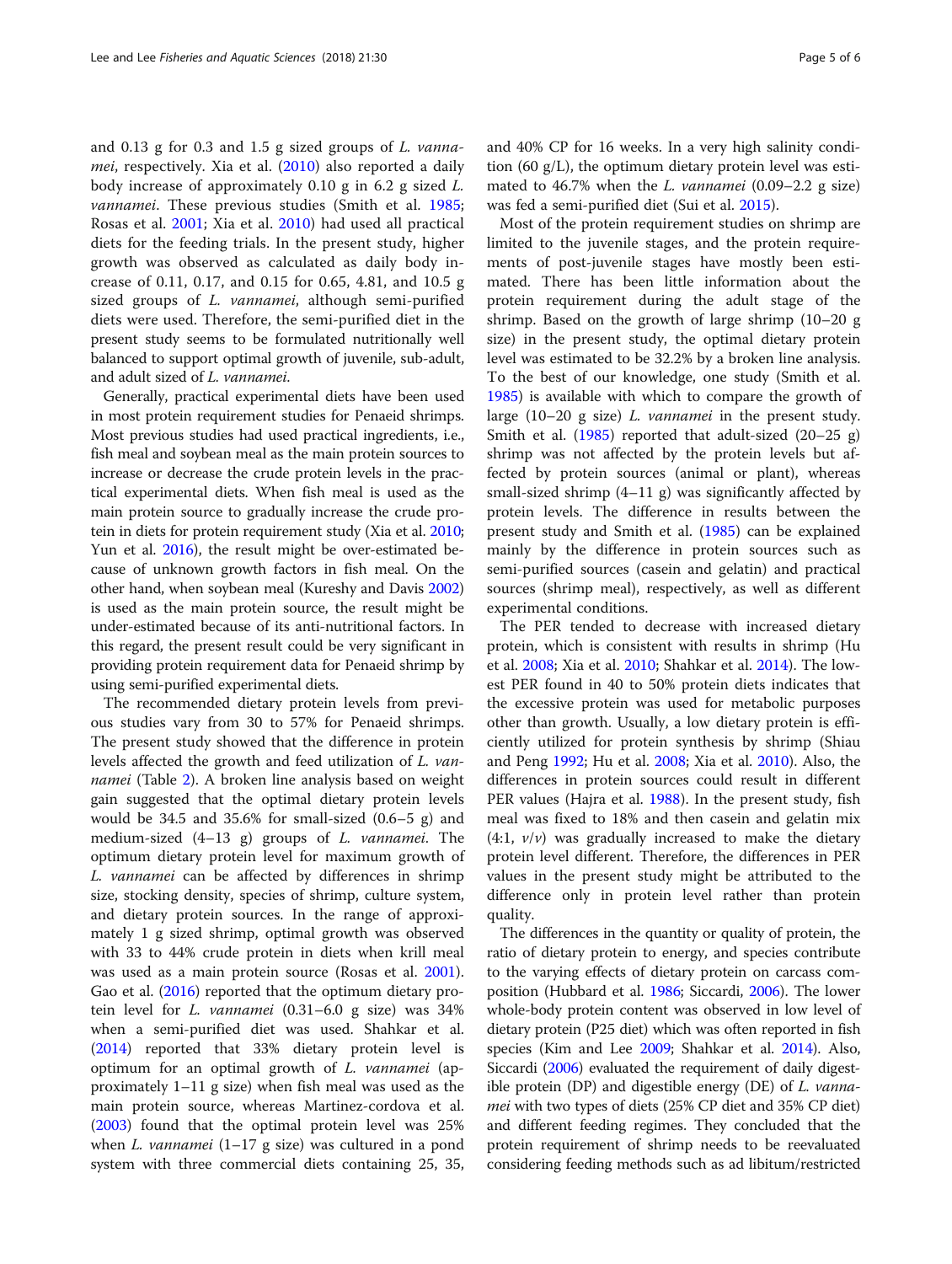and 0.13 g for 0.3 and 1.5 g sized groups of *L. vannamei*, respectively. Xia et al. (2010) also reported a daily body increase of approximately 0.10 g in 6.2 g sized *L. vannamei*. These previous studies (Smith et al. 1985; Rosas et al. 2001; Xia et al. 2010) had used all practical diets for the feeding trials. In the present study, higher growth was observed as calculated as daily body increase of 0.11, 0.17, and 0.15 for 0.65, 4.81, and 10.5 g sized groups of *L. vannamei*, although semi-purified diets were used. Therefore, the semi-purified diet in the present study seems to be formulated nutritionally well balanced to support optimal growth of juvenile, sub-adult, and adult sized of *L. vannamei*.

Generally, practical experimental diets have been used in most protein requirement studies for Penaeid shrimps. Most previous studies had used practical ingredients, i.e., fish meal and soybean meal as the main protein sources to increase or decrease the crude protein levels in the practical experimental diets. When fish meal is used as the main protein source to gradually increase the crude protein in diets for protein requirement study (Xia et al. 2010; Yun et al. 2016), the result might be over-estimated because of unknown growth factors in fish meal. On the other hand, when soybean meal (Kureshy and Davis 2002) is used as the main protein source, the result might be under-estimated because of its anti-nutritional factors. In this regard, the present result could be very significant in providing protein requirement data for Penaeid shrimp by using semi-purified experimental diets.

The recommended dietary protein levels from previous studies vary from 30 to 57% for Penaeid shrimps. The present study showed that the difference in protein levels affected the growth and feed utilization of *L. vannamei* (Table 2). A broken line analysis based on weight gain suggested that the optimal dietary protein levels would be 34.5 and 35.6% for small-sized (0.6–5 g) and medium-sized (4–13 g) groups of *L. vannamei*. The optimum dietary protein level for maximum growth of *L. vannamei* can be affected by differences in shrimp size, stocking density, species of shrimp, culture system, and dietary protein sources. In the range of approximately 1 g sized shrimp, optimal growth was observed with 33 to 44% crude protein in diets when krill meal was used as a main protein source (Rosas et al. 2001). Gao et al. (2016) reported that the optimum dietary protein level for *L. vannamei* (0.31–6.0 g size) was 34% when a semi-purified diet was used. Shahkar et al. (2014) reported that 33% dietary protein level is optimum for an optimal growth of *L. vannamei* (approximately 1–11 g size) when fish meal was used as the main protein source, whereas Martinez-cordova et al. (2003) found that the optimal protein level was 25% when *L. vannamei* (1–17 g size) was cultured in a pond system with three commercial diets containing 25, 35, and 40% CP for 16 weeks. In a very high salinity condition (60 g/L), the optimum dietary protein level was estimated to 46.7% when the *L. vannamei* (0.09–2.2 g size) was fed a semi-purified diet (Sui et al. 2015).

Most of the protein requirement studies on shrimp are limited to the juvenile stages, and the protein requirements of post-juvenile stages have mostly been estimated. There has been little information about the protein requirement during the adult stage of the shrimp. Based on the growth of large shrimp (10–20 g size) in the present study, the optimal dietary protein level was estimated to be 32.2% by a broken line analysis. To the best of our knowledge, one study (Smith et al. 1985) is available with which to compare the growth of large (10–20 g size) *L. vannamei* in the present study. Smith et al. (1985) reported that adult-sized (20–25 g) shrimp was not affected by the protein levels but affected by protein sources (animal or plant), whereas small-sized shrimp (4–11 g) was significantly affected by protein levels. The difference in results between the present study and Smith et al. (1985) can be explained mainly by the difference in protein sources such as semi-purified sources (casein and gelatin) and practical sources (shrimp meal), respectively, as well as different experimental conditions.

The PER tended to decrease with increased dietary protein, which is consistent with results in shrimp (Hu et al. 2008; Xia et al. 2010; Shahkar et al. 2014). The lowest PER found in 40 to 50% protein diets indicates that the excessive protein was used for metabolic purposes other than growth. Usually, a low dietary protein is efficiently utilized for protein synthesis by shrimp (Shiau and Peng 1992; Hu et al. 2008; Xia et al. 2010). Also, the differences in protein sources could result in different PER values (Hajra et al. 1988). In the present study, fish meal was fixed to 18% and then casein and gelatin mix (4:1, *v*/*v*) was gradually increased to make the dietary protein level different. Therefore, the differences in PER values in the present study might be attributed to the difference only in protein level rather than protein quality.

The differences in the quantity or quality of protein, the ratio of dietary protein to energy, and species contribute to the varying effects of dietary protein on carcass composition (Hubbard et al. 1986; Siccardi, 2006). The lower whole-body protein content was observed in low level of dietary protein (P25 diet) which was often reported in fish species (Kim and Lee 2009; Shahkar et al. 2014). Also, Siccardi (2006) evaluated the requirement of daily digestible protein (DP) and digestible energy (DE) of *L. vannamei* with two types of diets (25% CP diet and 35% CP diet) and different feeding regimes. They concluded that the protein requirement of shrimp needs to be reevaluated considering feeding methods such as ad libitum/restricted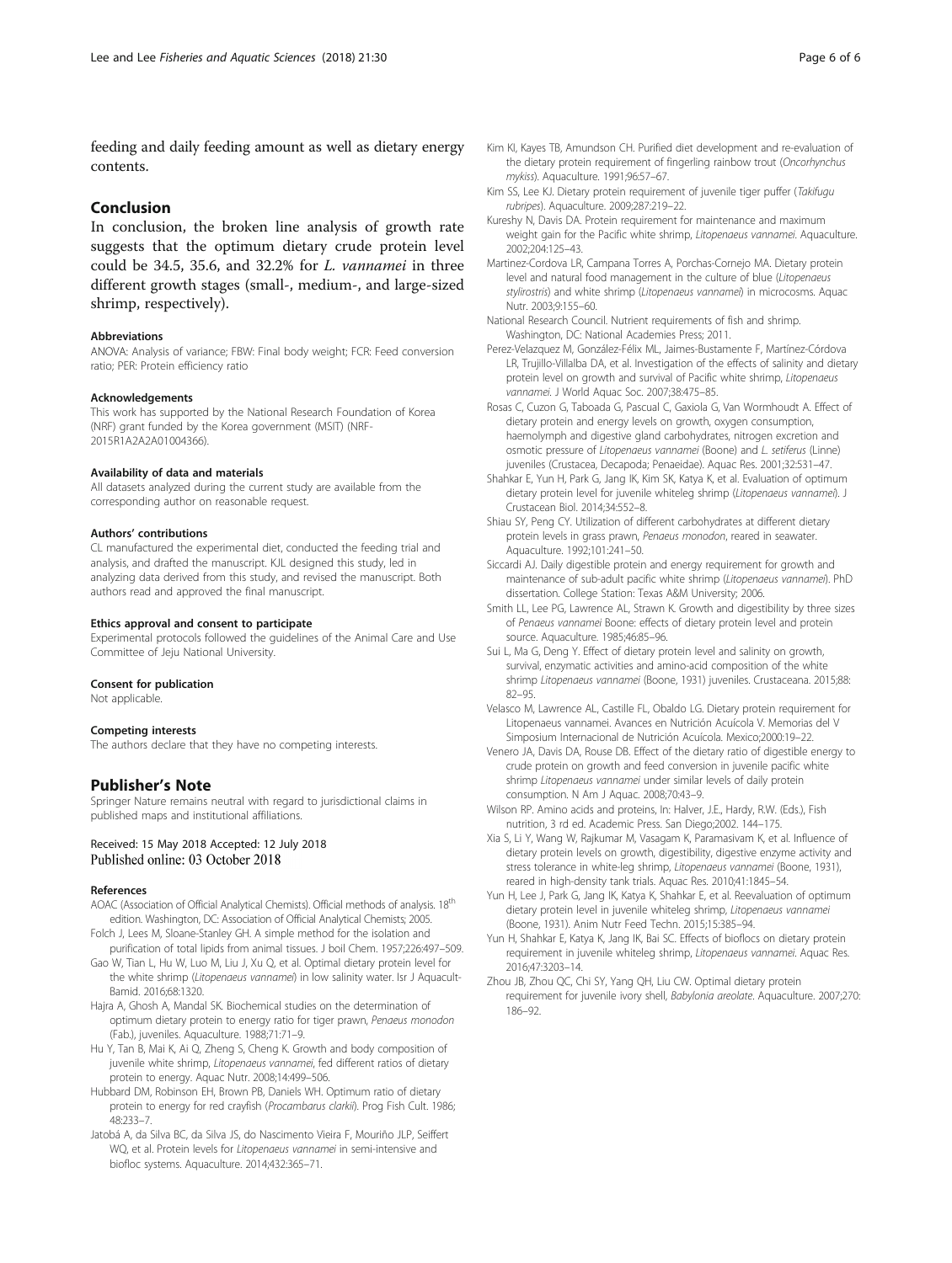feeding and daily feeding amount as well as dietary energy contents.

## Conclusion

In conclusion, the broken line analysis of growth rate suggests that the optimum dietary crude protein level could be 34.5, 35.6, and 32.2% for *L. vannamei* in three different growth stages (small-, medium-, and large-sized shrimp, respectively).

#### Abbreviations

ANOVA: Analysis of variance; FBW: Final body weight; FCR: Feed conversion ratio; PER: Protein efficiency ratio

#### Acknowledgements

This work has supported by the National Research Foundation of Korea (NRF) grant funded by the Korea government (MSIT) (NRF-2015R1A2A2A01004366).

#### Availability of data and materials

All datasets analyzed during the current study are available from the corresponding author on reasonable request.

#### Authors' contributions

CL manufactured the experimental diet, conducted the feeding trial and analysis, and drafted the manuscript. KJL designed this study, led in analyzing data derived from this study, and revised the manuscript. Both authors read and approved the final manuscript.

#### Ethics approval and consent to participate

Experimental protocols followed the guidelines of the Animal Care and Use Committee of Jeju National University.

#### Consent for publication

Not applicable.

#### Competing interests

The authors declare that they have no competing interests.

## Publisher's Note

Springer Nature remains neutral with regard to jurisdictional claims in published maps and institutional affiliations.

Received: 15 May 2018 Accepted: 12 July 2018
Published online: 03 October 2018

#### References

- AOAC (Association of Official Analytical Chemists). Official methods of analysis. 18th edition. Washington, DC: Association of Official Analytical Chemists; 2005.
- Folch J, Lees M, Sloane-Stanley GH. A simple method for the isolation and purification of total lipids from animal tissues. J boil Chem. 1957;226:497–509.
- Gao W, Tian L, Hu W, Luo M, Liu J, Xu Q, et al. Optimal dietary protein level for the white shrimp (*Litopenaeus vannamei*) in low salinity water. Isr J Aquacult-Bamid. 2016;68:1320.
- Hajra A, Ghosh A, Mandal SK. Biochemical studies on the determination of optimum dietary protein to energy ratio for tiger prawn, *Penaeus monodon* (Fab.), juveniles. Aquaculture. 1988;71:71–9.
- Hu Y, Tan B, Mai K, Ai Q, Zheng S, Cheng K. Growth and body composition of juvenile white shrimp, *Litopenaeus vannamei*, fed different ratios of dietary protein to energy. Aquac Nutr. 2008;14:499–506.
- Hubbard DM, Robinson EH, Brown PB, Daniels WH. Optimum ratio of dietary protein to energy for red crayfish (*Procambarus clarkii*). Prog Fish Cult. 1986; 48:233–7.
- Jatobá A, da Silva BC, da Silva JS, do Nascimento Vieira F, Mouriño JLP, Seiffert WQ, et al. Protein levels for *Litopenaeus vannamei* in semi-intensive and biofloc systems. Aquaculture. 2014;432:365–71.
- Kim KI, Kayes TB, Amundson CH. Purified diet development and re-evaluation of the dietary protein requirement of fingerling rainbow trout (*Oncorhynchus mykiss*). Aquaculture. 1991;96:57–67.
- Kim SS, Lee KJ. Dietary protein requirement of juvenile tiger puffer (*Takifugu rubripes*). Aquaculture. 2009;287:219–22.
- Kureshy N, Davis DA. Protein requirement for maintenance and maximum weight gain for the Pacific white shrimp, *Litopenaeus vannamei*. Aquaculture. 2002;204:125–43.
- Martinez-Cordova LR, Campana Torres A, Porchas-Cornejo MA. Dietary protein level and natural food management in the culture of blue (*Litopenaeus stylirostris*) and white shrimp (*Litopenaeus vannamei*) in microcosms. Aquac Nutr. 2003;9:155–60.
- National Research Council. Nutrient requirements of fish and shrimp. Washington, DC: National Academies Press; 2011.
- Perez-Velazquez M, González-Félix ML, Jaimes-Bustamente F, Martínez-Córdova LR, Trujillo-Villalba DA, et al. Investigation of the effects of salinity and dietary protein level on growth and survival of Pacific white shrimp, *Litopenaeus vannamei*. J World Aquac Soc. 2007;38:475–85.
- Rosas C, Cuzon G, Taboada G, Pascual C, Gaxiola G, Van Wormhoudt A. Effect of dietary protein and energy levels on growth, oxygen consumption, haemolymph and digestive gland carbohydrates, nitrogen excretion and osmotic pressure of *Litopenaeus vannamei* (Boone) and *L. setiferus* (Linne) juveniles (Crustacea, Decapoda; Penaeidae). Aquac Res. 2001;32:531–47.
- Shahkar E, Yun H, Park G, Jang IK, Kim SK, Katya K, et al. Evaluation of optimum dietary protein level for juvenile whiteleg shrimp (*Litopenaeus vannamei*). J Crustacean Biol. 2014;34:552–8.
- Shiau SY, Peng CY. Utilization of different carbohydrates at different dietary protein levels in grass prawn, *Penaeus monodon*, reared in seawater. Aquaculture. 1992;101:241–50.
- Siccardi AJ. Daily digestible protein and energy requirement for growth and maintenance of sub-adult pacific white shrimp (*Litopenaeus vannamei*). PhD dissertation. College Station: Texas A&M University; 2006.
- Smith LL, Lee PG, Lawrence AL, Strawn K. Growth and digestibility by three sizes of *Penaeus vannamei* Boone: effects of dietary protein level and protein source. Aquaculture. 1985;46:85–96.
- Sui L, Ma G, Deng Y. Effect of dietary protein level and salinity on growth, survival, enzymatic activities and amino-acid composition of the white shrimp *Litopenaeus vannamei* (Boone, 1931) juveniles. Crustaceana. 2015;88: 82–95.
- Velasco M, Lawrence AL, Castille FL, Obaldo LG. Dietary protein requirement for Litopenaeus vannamei. Avances en Nutrición Acuícola V. Memorias del V Simposium Internacional de Nutrición Acuícola. Mexico;2000:19–22.
- Venero JA, Davis DA, Rouse DB. Effect of the dietary ratio of digestible energy to crude protein on growth and feed conversion in juvenile pacific white shrimp *Litopenaeus vannamei* under similar levels of daily protein consumption. N Am J Aquac. 2008;70:43–9.
- Wilson RP. Amino acids and proteins, In: Halver, J.E., Hardy, R.W. (Eds.), Fish nutrition, 3 rd ed. Academic Press. San Diego;2002. 144–175.
- Xia S, Li Y, Wang W, Rajkumar M, Vasagam K, Paramasivam K, et al. Influence of dietary protein levels on growth, digestibility, digestive enzyme activity and stress tolerance in white-leg shrimp, *Litopenaeus vannamei* (Boone, 1931), reared in high-density tank trials. Aquac Res. 2010;41:1845–54.
- Yun H, Lee J, Park G, Jang IK, Katya K, Shahkar E, et al. Reevaluation of optimum dietary protein level in juvenile whiteleg shrimp, *Litopenaeus vannamei* (Boone, 1931). Anim Nutr Feed Techn. 2015;15:385–94.
- Yun H, Shahkar E, Katya K, Jang IK, Bai SC. Effects of bioflocs on dietary protein requirement in juvenile whiteleg shrimp, *Litopenaeus vannamei*. Aquac Res. 2016;47:3203–14.
- Zhou JB, Zhou QC, Chi SY, Yang QH, Liu CW. Optimal dietary protein requirement for juvenile ivory shell, *Babylonia areolate*. Aquaculture. 2007;270: 186–92.